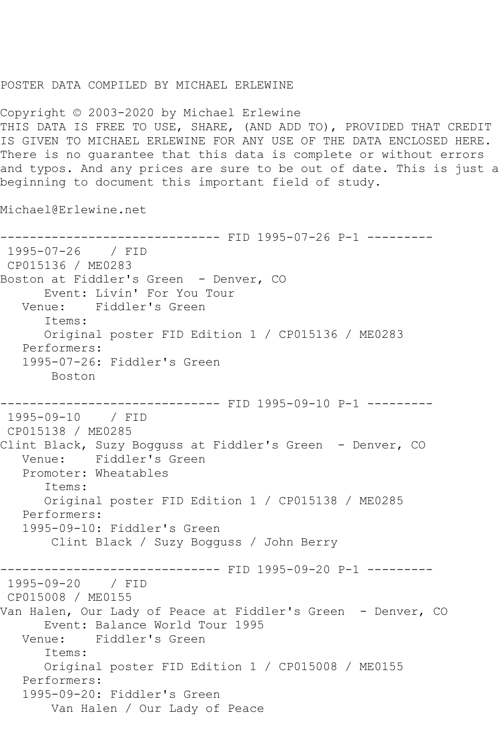POSTER DATA COMPILED BY MICHAEL ERLEWINE

Copyright © 2003-2020 by Michael Erlewine
THIS DATA IS FREE TO USE, SHARE, (AND ADD TO), PROVIDED THAT CREDIT IS GIVEN TO MICHAEL ERLEWINE FOR ANY USE OF THE DATA ENCLOSED HERE. There is no guarantee that this data is complete or without errors and typos. And any prices are sure to be out of date. This is just a beginning to document this important field of study.

Michael@Erlewine.net

```
------------------------------ FID 1995-07-26 P-1 ---------
 1995-07-26    / FID
 CP015136 / ME0283
Boston at Fiddler's Green  - Denver, CO
      Event: Livin' For You Tour
   Venue:    Fiddler's Green
      Items:
      Original poster FID Edition 1 / CP015136 / ME0283
   Performers:
   1995-07-26: Fiddler's Green
       Boston

------------------------------ FID 1995-09-10 P-1 ---------
 1995-09-10    / FID
 CP015138 / ME0285
Clint Black, Suzy Bogguss at Fiddler's Green  - Denver, CO
   Venue:    Fiddler's Green
   Promoter: Wheatables
      Items:
      Original poster FID Edition 1 / CP015138 / ME0285
   Performers:
   1995-09-10: Fiddler's Green
       Clint Black / Suzy Bogguss / John Berry

------------------------------ FID 1995-09-20 P-1 ---------
 1995-09-20    / FID
 CP015008 / ME0155
Van Halen, Our Lady of Peace at Fiddler's Green  - Denver, CO
      Event: Balance World Tour 1995
   Venue:    Fiddler's Green
      Items:
      Original poster FID Edition 1 / CP015008 / ME0155
   Performers:
   1995-09-20: Fiddler's Green
       Van Halen / Our Lady of Peace
```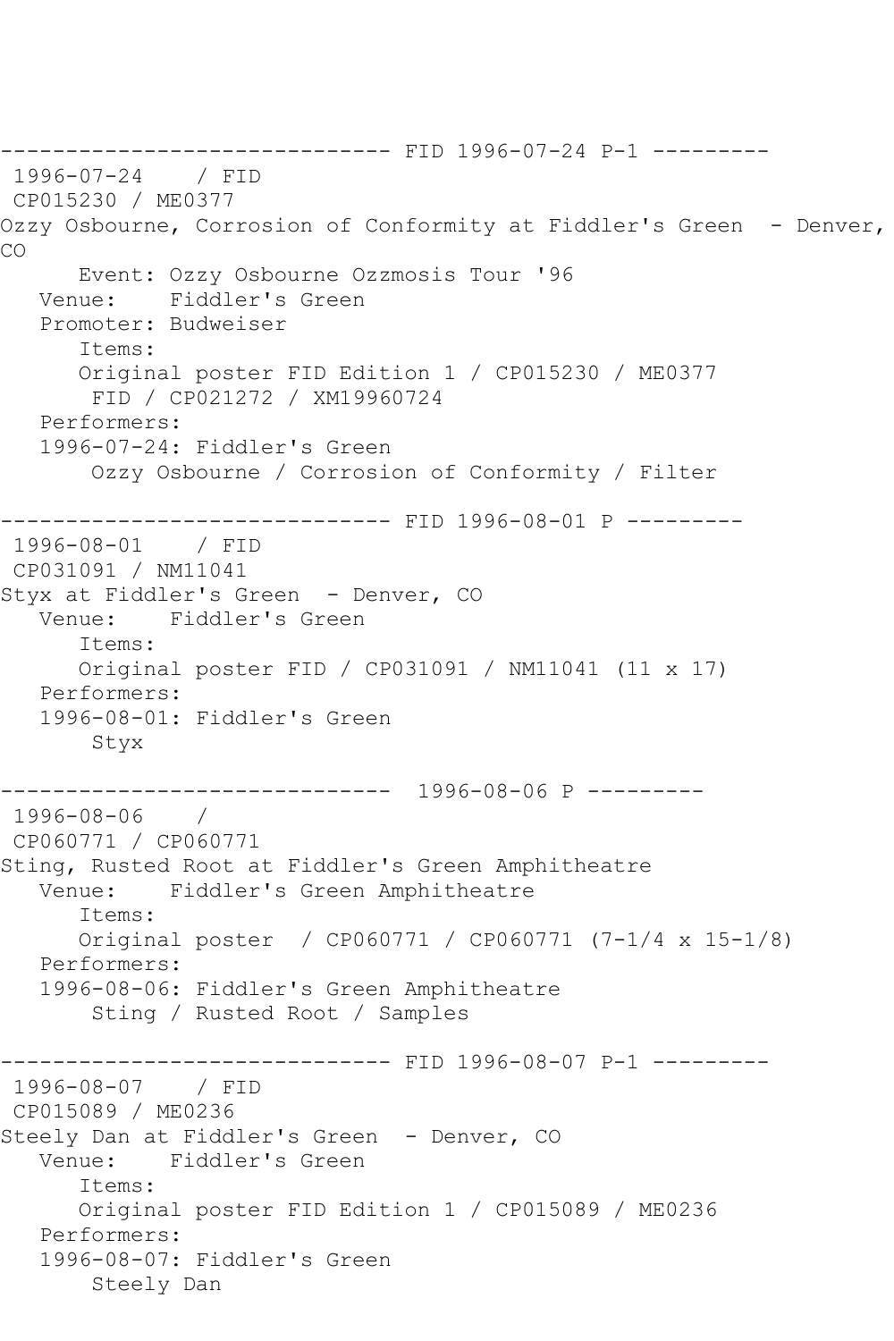------------------------------ FID 1996-07-24 P-1 ---------

1996-07-24 / FID

CP015230 / ME0377

Ozzy Osbourne, Corrosion of Conformity at Fiddler's Green - Denver, CO

Event: Ozzy Osbourne Ozzmosis Tour '96

Venue: Fiddler's Green

Promoter: Budweiser

Items:

Original poster FID Edition 1 / CP015230 / ME0377

FID / CP021272 / XM19960724

Performers:

1996-07-24: Fiddler's Green

Ozzy Osbourne / Corrosion of Conformity / Filter

------------------------------ FID 1996-08-01 P ---------

1996-08-01 / FID

CP031091 / NM11041

Styx at Fiddler's Green - Denver, CO

Venue: Fiddler's Green

Items:

Original poster FID / CP031091 / NM11041 (11 x 17)

Performers:

1996-08-01: Fiddler's Green

Styx

------------------------------ 1996-08-06 P ---------

1996-08-06 /

CP060771 / CP060771

Sting, Rusted Root at Fiddler's Green Amphitheatre

Venue: Fiddler's Green Amphitheatre

Items:

Original poster / CP060771 / CP060771 (7-1/4 x 15-1/8)

Performers:

1996-08-06: Fiddler's Green Amphitheatre

Sting / Rusted Root / Samples

------------------------------ FID 1996-08-07 P-1 ---------

1996-08-07 / FID

CP015089 / ME0236

Steely Dan at Fiddler's Green - Denver, CO

Venue: Fiddler's Green

Items:

Original poster FID Edition 1 / CP015089 / ME0236

Performers:

1996-08-07: Fiddler's Green

Steely Dan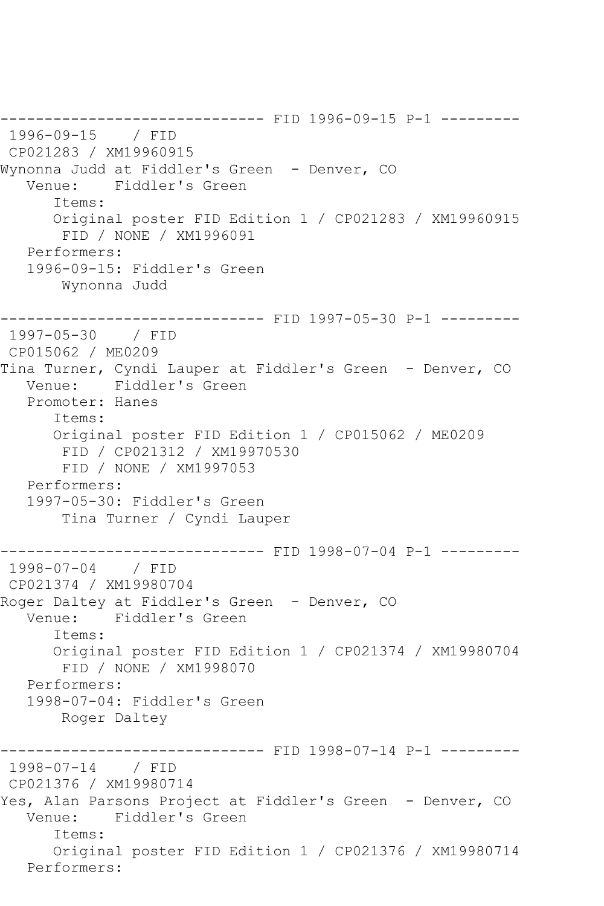```
------------------------------ FID 1996-09-15 P-1 ---------
 1996-09-15    / FID
 CP021283 / XM19960915
Wynonna Judd at Fiddler's Green  - Denver, CO
   Venue:    Fiddler's Green
      Items:
      Original poster FID Edition 1 / CP021283 / XM19960915
       FID / NONE / XM1996091
   Performers:
   1996-09-15: Fiddler's Green
       Wynonna Judd

------------------------------ FID 1997-05-30 P-1 ---------
 1997-05-30    / FID
 CP015062 / ME0209
Tina Turner, Cyndi Lauper at Fiddler's Green  - Denver, CO
   Venue:    Fiddler's Green
   Promoter: Hanes
      Items:
      Original poster FID Edition 1 / CP015062 / ME0209
       FID / CP021312 / XM19970530
       FID / NONE / XM1997053
   Performers:
   1997-05-30: Fiddler's Green
       Tina Turner / Cyndi Lauper

------------------------------ FID 1998-07-04 P-1 ---------
 1998-07-04    / FID
 CP021374 / XM19980704
Roger Daltey at Fiddler's Green  - Denver, CO
   Venue:    Fiddler's Green
      Items:
      Original poster FID Edition 1 / CP021374 / XM19980704
       FID / NONE / XM1998070
   Performers:
   1998-07-04: Fiddler's Green
       Roger Daltey

------------------------------ FID 1998-07-14 P-1 ---------
 1998-07-14    / FID
 CP021376 / XM19980714
Yes, Alan Parsons Project at Fiddler's Green  - Denver, CO
   Venue:    Fiddler's Green
      Items:
      Original poster FID Edition 1 / CP021376 / XM19980714
   Performers:
```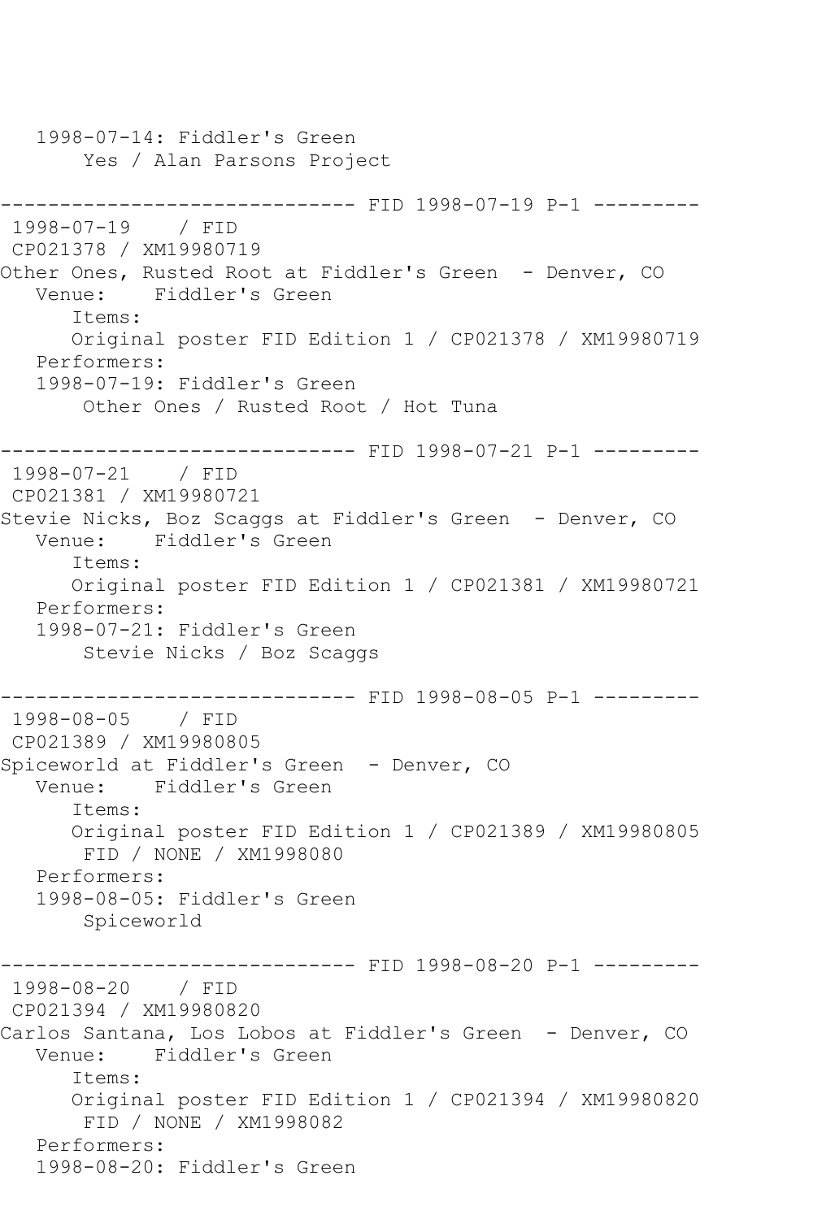```
   1998-07-14: Fiddler's Green
       Yes / Alan Parsons Project

------------------------------ FID 1998-07-19 P-1 ---------
 1998-07-19    / FID
 CP021378 / XM19980719
Other Ones, Rusted Root at Fiddler's Green  - Denver, CO
   Venue:    Fiddler's Green
      Items:
      Original poster FID Edition 1 / CP021378 / XM19980719
   Performers:
   1998-07-19: Fiddler's Green
       Other Ones / Rusted Root / Hot Tuna

------------------------------ FID 1998-07-21 P-1 ---------
 1998-07-21    / FID
 CP021381 / XM19980721
Stevie Nicks, Boz Scaggs at Fiddler's Green  - Denver, CO
   Venue:    Fiddler's Green
      Items:
      Original poster FID Edition 1 / CP021381 / XM19980721
   Performers:
   1998-07-21: Fiddler's Green
       Stevie Nicks / Boz Scaggs

------------------------------ FID 1998-08-05 P-1 ---------
 1998-08-05    / FID
 CP021389 / XM19980805
Spiceworld at Fiddler's Green  - Denver, CO
   Venue:    Fiddler's Green
      Items:
      Original poster FID Edition 1 / CP021389 / XM19980805
       FID / NONE / XM1998080
   Performers:
   1998-08-05: Fiddler's Green
       Spiceworld

------------------------------ FID 1998-08-20 P-1 ---------
 1998-08-20    / FID
 CP021394 / XM19980820
Carlos Santana, Los Lobos at Fiddler's Green  - Denver, CO
   Venue:    Fiddler's Green
      Items:
      Original poster FID Edition 1 / CP021394 / XM19980820
       FID / NONE / XM1998082
   Performers:
   1998-08-20: Fiddler's Green
```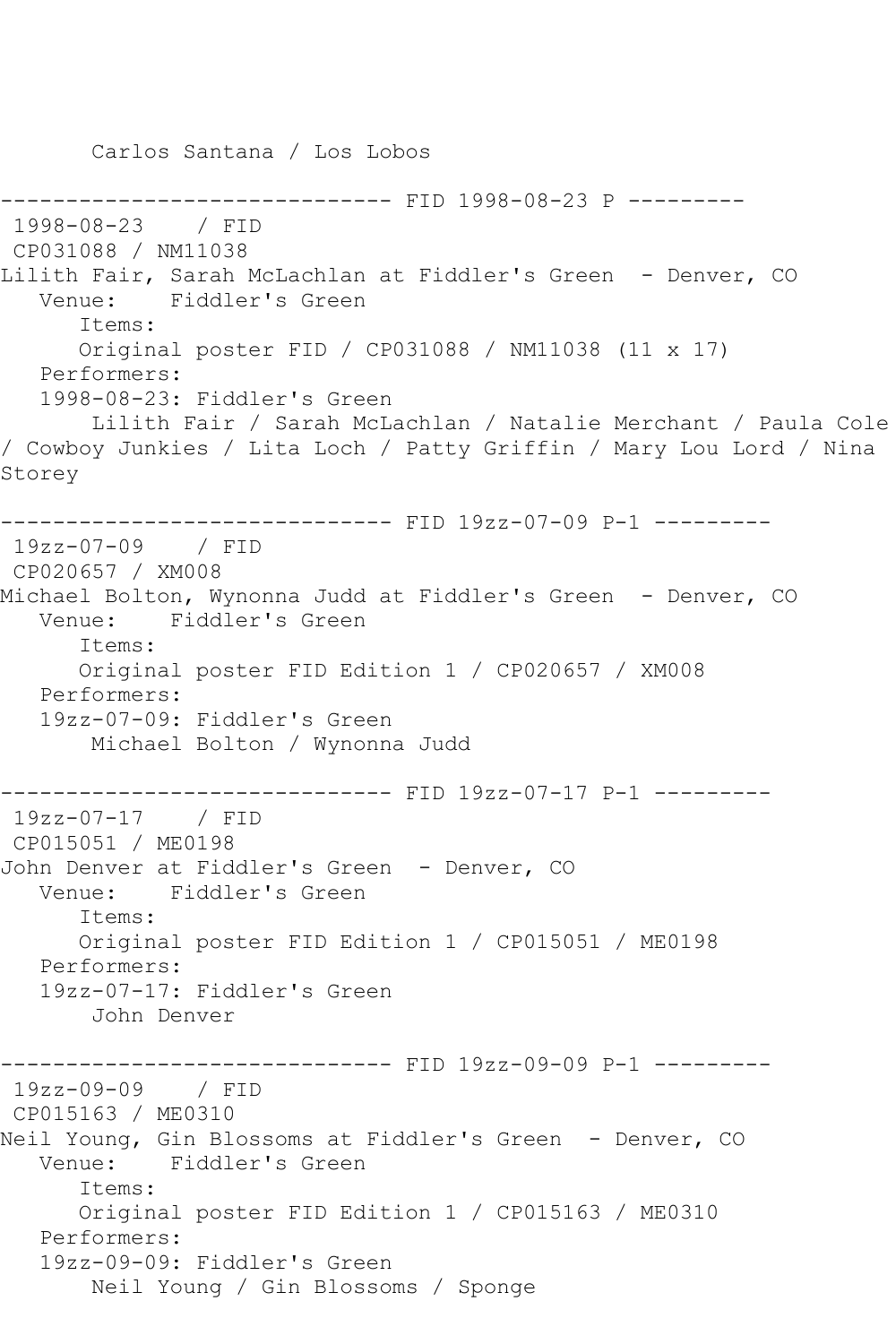Carlos Santana / Los Lobos

------------------------------ FID 1998-08-23 P ---------

1998-08-23 / FID
CP031088 / NM11038
Lilith Fair, Sarah McLachlan at Fiddler's Green - Denver, CO
Venue: Fiddler's Green
Items:
Original poster FID / CP031088 / NM11038 (11 x 17)
Performers:
1998-08-23: Fiddler's Green
Lilith Fair / Sarah McLachlan / Natalie Merchant / Paula Cole / Cowboy Junkies / Lita Loch / Patty Griffin / Mary Lou Lord / Nina Storey

------------------------------ FID 19zz-07-09 P-1 ---------

19zz-07-09 / FID
CP020657 / XM008
Michael Bolton, Wynonna Judd at Fiddler's Green - Denver, CO
Venue: Fiddler's Green
Items:
Original poster FID Edition 1 / CP020657 / XM008
Performers:
19zz-07-09: Fiddler's Green
Michael Bolton / Wynonna Judd

------------------------------ FID 19zz-07-17 P-1 ---------

19zz-07-17 / FID
CP015051 / ME0198
John Denver at Fiddler's Green - Denver, CO
Venue: Fiddler's Green
Items:
Original poster FID Edition 1 / CP015051 / ME0198
Performers:
19zz-07-17: Fiddler's Green
John Denver

------------------------------ FID 19zz-09-09 P-1 ---------

19zz-09-09 / FID
CP015163 / ME0310
Neil Young, Gin Blossoms at Fiddler's Green - Denver, CO
Venue: Fiddler's Green
Items:
Original poster FID Edition 1 / CP015163 / ME0310
Performers:
19zz-09-09: Fiddler's Green
Neil Young / Gin Blossoms / Sponge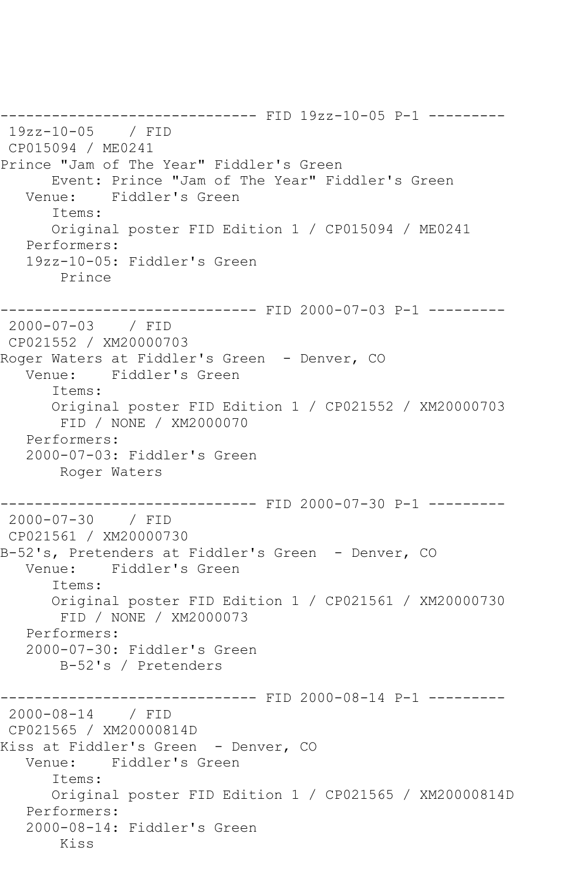```
------------------------------ FID 19zz-10-05 P-1 ---------
 19zz-10-05    / FID
 CP015094 / ME0241
Prince "Jam of The Year" Fiddler's Green
      Event: Prince "Jam of The Year" Fiddler's Green
   Venue:    Fiddler's Green
      Items:
      Original poster FID Edition 1 / CP015094 / ME0241
   Performers:
   19zz-10-05: Fiddler's Green
       Prince

------------------------------ FID 2000-07-03 P-1 ---------
 2000-07-03    / FID
 CP021552 / XM20000703
Roger Waters at Fiddler's Green  - Denver, CO
   Venue:    Fiddler's Green
      Items:
      Original poster FID Edition 1 / CP021552 / XM20000703
       FID / NONE / XM2000070
   Performers:
   2000-07-03: Fiddler's Green
       Roger Waters

------------------------------ FID 2000-07-30 P-1 ---------
 2000-07-30    / FID
 CP021561 / XM20000730
B-52's, Pretenders at Fiddler's Green  - Denver, CO
   Venue:    Fiddler's Green
      Items:
      Original poster FID Edition 1 / CP021561 / XM20000730
       FID / NONE / XM2000073
   Performers:
   2000-07-30: Fiddler's Green
       B-52's / Pretenders

------------------------------ FID 2000-08-14 P-1 ---------
 2000-08-14    / FID
 CP021565 / XM20000814D
Kiss at Fiddler's Green  - Denver, CO
   Venue:    Fiddler's Green
      Items:
      Original poster FID Edition 1 / CP021565 / XM20000814D
   Performers:
   2000-08-14: Fiddler's Green
       Kiss
```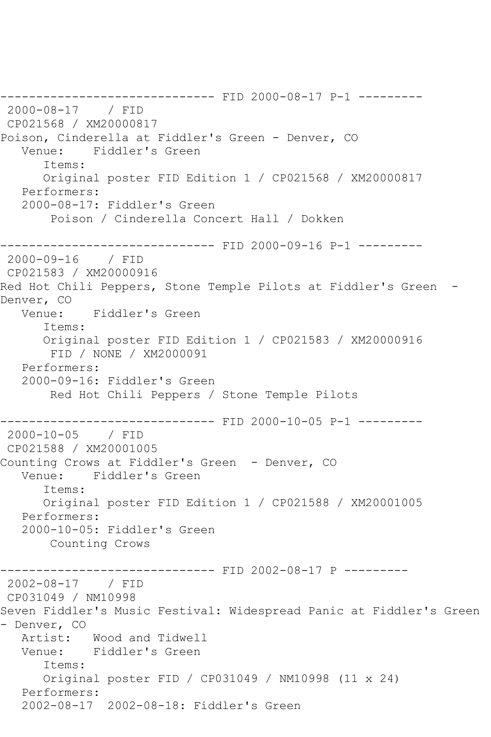------------------------------ FID 2000-08-17 P-1 ---------

2000-08-17 / FID

CP021568 / XM20000817

Poison, Cinderella at Fiddler's Green - Denver, CO

Venue: Fiddler's Green

Items:

Original poster FID Edition 1 / CP021568 / XM20000817

Performers:

2000-08-17: Fiddler's Green

Poison / Cinderella Concert Hall / Dokken

------------------------------ FID 2000-09-16 P-1 ---------

2000-09-16 / FID

CP021583 / XM20000916

Red Hot Chili Peppers, Stone Temple Pilots at Fiddler's Green - Denver, CO

Venue: Fiddler's Green

Items:

Original poster FID Edition 1 / CP021583 / XM20000916

FID / NONE / XM2000091

Performers:

2000-09-16: Fiddler's Green

Red Hot Chili Peppers / Stone Temple Pilots

------------------------------ FID 2000-10-05 P-1 ---------

2000-10-05 / FID

CP021588 / XM20001005

Counting Crows at Fiddler's Green - Denver, CO

Venue: Fiddler's Green

Items:

Original poster FID Edition 1 / CP021588 / XM20001005

Performers:

2000-10-05: Fiddler's Green

Counting Crows

------------------------------ FID 2002-08-17 P ---------

2002-08-17 / FID

CP031049 / NM10998

Seven Fiddler's Music Festival: Widespread Panic at Fiddler's Green - Denver, CO

Artist: Wood and Tidwell

Venue: Fiddler's Green

Items:

Original poster FID / CP031049 / NM10998 (11 x 24)

Performers:

2002-08-17 2002-08-18: Fiddler's Green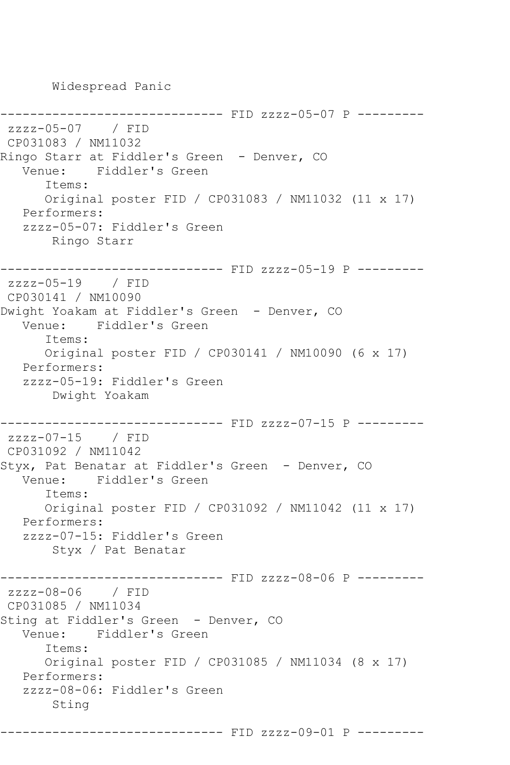Widespread Panic

------------------------------ FID zzzz-05-07 P ---------

zzzz-05-07 / FID
CP031083 / NM11032
Ringo Starr at Fiddler's Green - Denver, CO
Venue: Fiddler's Green
Items:
Original poster FID / CP031083 / NM11032 (11 x 17)
Performers:
zzzz-05-07: Fiddler's Green
Ringo Starr

------------------------------ FID zzzz-05-19 P ---------

zzzz-05-19 / FID
CP030141 / NM10090
Dwight Yoakam at Fiddler's Green - Denver, CO
Venue: Fiddler's Green
Items:
Original poster FID / CP030141 / NM10090 (6 x 17)
Performers:
zzzz-05-19: Fiddler's Green
Dwight Yoakam

------------------------------ FID zzzz-07-15 P ---------

zzzz-07-15 / FID
CP031092 / NM11042
Styx, Pat Benatar at Fiddler's Green - Denver, CO
Venue: Fiddler's Green
Items:
Original poster FID / CP031092 / NM11042 (11 x 17)
Performers:
zzzz-07-15: Fiddler's Green
Styx / Pat Benatar

------------------------------ FID zzzz-08-06 P ---------

zzzz-08-06 / FID
CP031085 / NM11034
Sting at Fiddler's Green - Denver, CO
Venue: Fiddler's Green
Items:
Original poster FID / CP031085 / NM11034 (8 x 17)
Performers:
zzzz-08-06: Fiddler's Green
Sting

------------------------------ FID zzzz-09-01 P ---------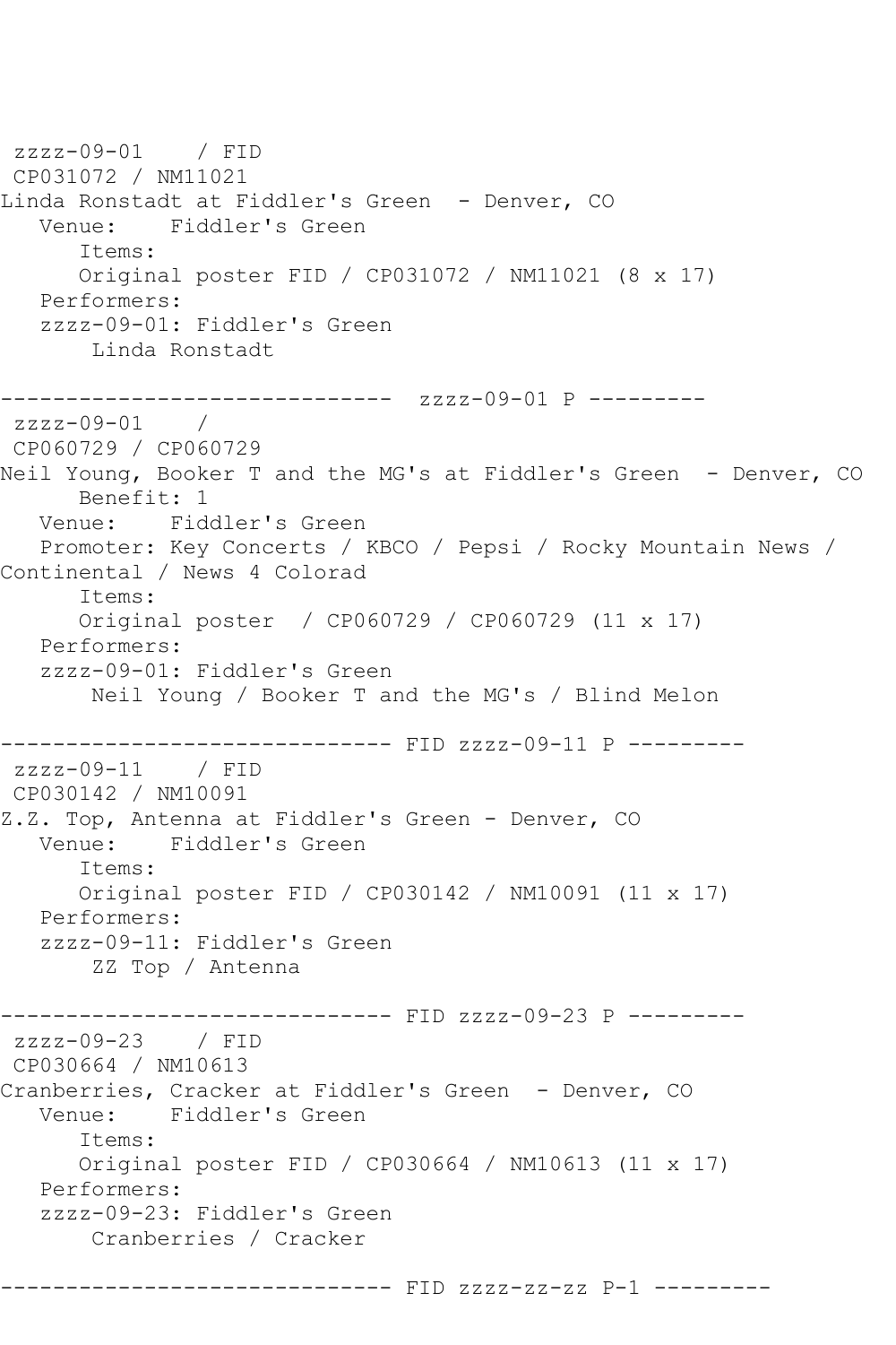```
 zzzz-09-01    / FID
 CP031072 / NM11021
Linda Ronstadt at Fiddler's Green  - Denver, CO
   Venue:    Fiddler's Green
      Items:
      Original poster FID / CP031072 / NM11021 (8 x 17)
   Performers:
   zzzz-09-01: Fiddler's Green
       Linda Ronstadt

------------------------------  zzzz-09-01 P ---------
 zzzz-09-01    /
 CP060729 / CP060729
Neil Young, Booker T and the MG's at Fiddler's Green  - Denver, CO
      Benefit: 1
   Venue:    Fiddler's Green
   Promoter: Key Concerts / KBCO / Pepsi / Rocky Mountain News /
Continental / News 4 Colorad
      Items:
      Original poster  / CP060729 / CP060729 (11 x 17)
   Performers:
   zzzz-09-01: Fiddler's Green
       Neil Young / Booker T and the MG's / Blind Melon

------------------------------ FID zzzz-09-11 P ---------
 zzzz-09-11    / FID
 CP030142 / NM10091
Z.Z. Top, Antenna at Fiddler's Green - Denver, CO
   Venue:    Fiddler's Green
      Items:
      Original poster FID / CP030142 / NM10091 (11 x 17)
   Performers:
   zzzz-09-11: Fiddler's Green
       ZZ Top / Antenna

------------------------------ FID zzzz-09-23 P ---------
 zzzz-09-23    / FID
 CP030664 / NM10613
Cranberries, Cracker at Fiddler's Green  - Denver, CO
   Venue:    Fiddler's Green
      Items:
      Original poster FID / CP030664 / NM10613 (11 x 17)
   Performers:
   zzzz-09-23: Fiddler's Green
       Cranberries / Cracker

------------------------------ FID zzzz-zz-zz P-1 ---------
```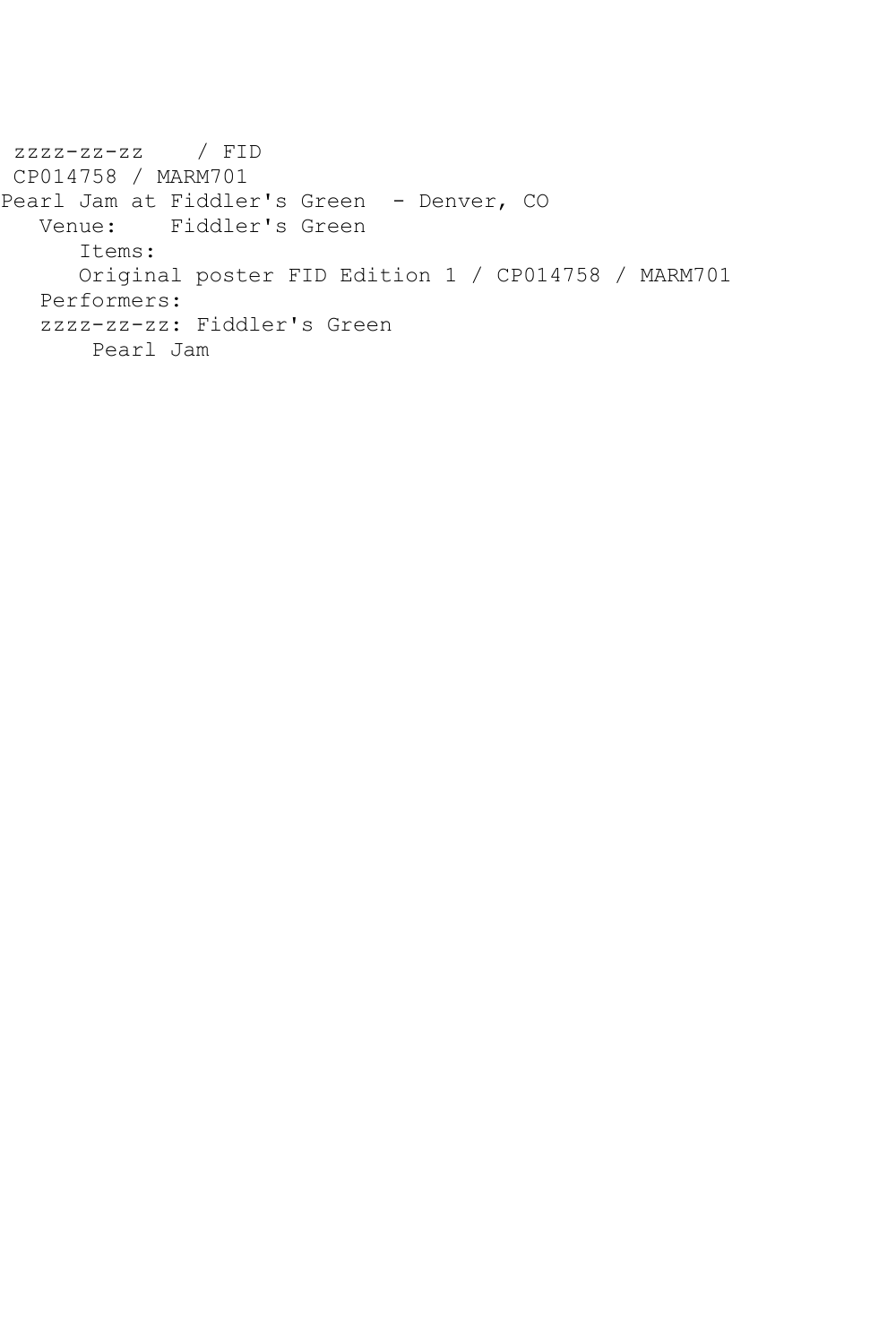zzzz-zz-zz / FID
CP014758 / MARM701
Pearl Jam at Fiddler's Green - Denver, CO
Venue: Fiddler's Green
Items:
Original poster FID Edition 1 / CP014758 / MARM701
Performers:
zzzz-zz-zz: Fiddler's Green
Pearl Jam